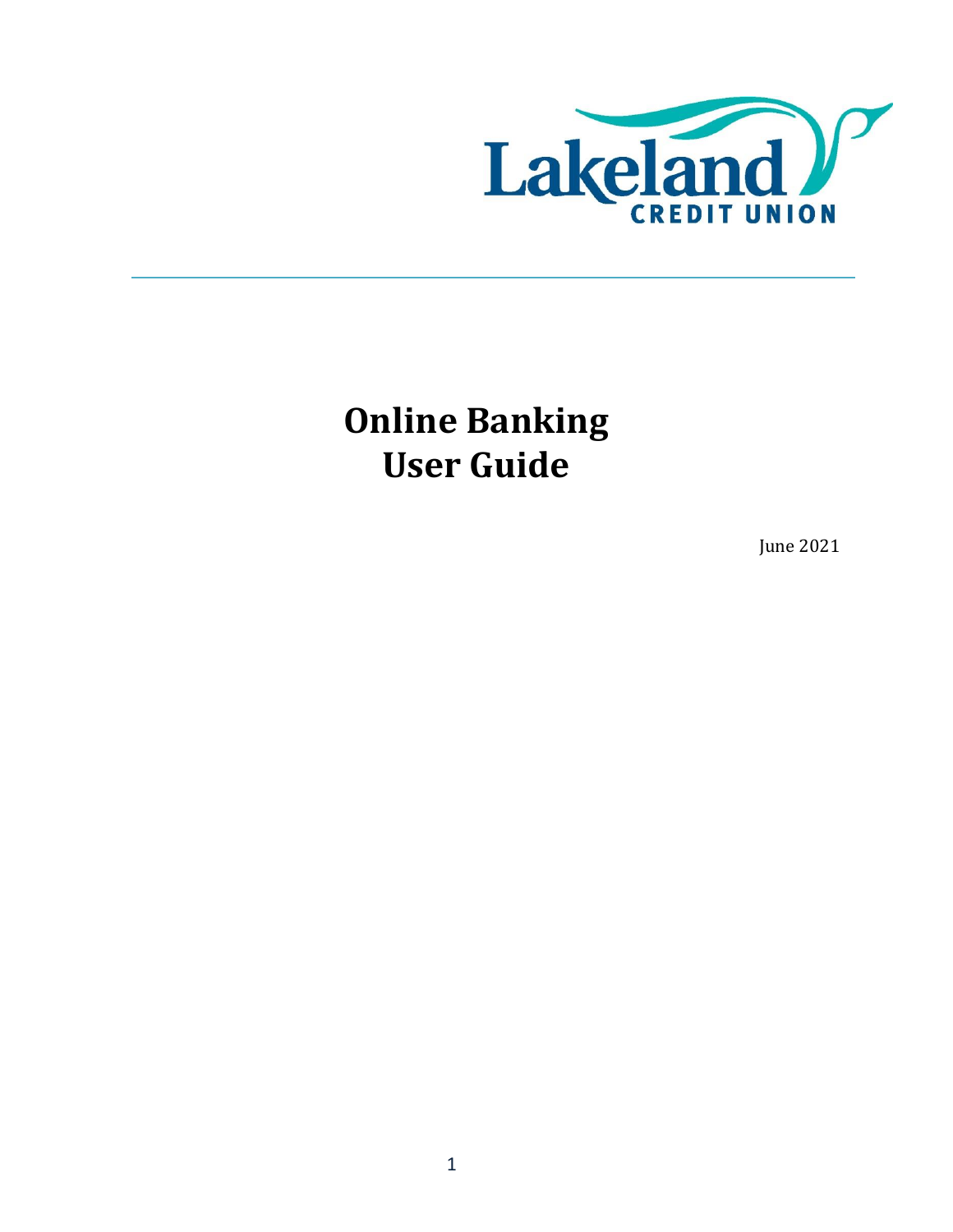Lakeland
CREDIT UNION

# Online Banking
# User Guide

June 2021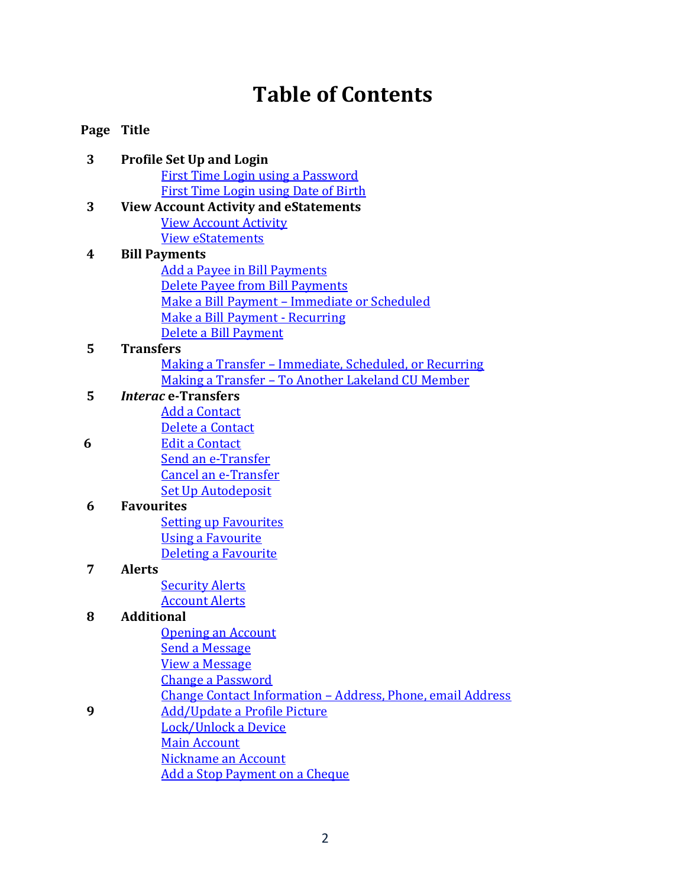# Table of Contents

| Page | Title |
| --- | --- |
| **3** | **Profile Set Up and Login** |
| | First Time Login using a Password |
| | First Time Login using Date of Birth |
| **3** | **View Account Activity and eStatements** |
| | View Account Activity |
| | View eStatements |
| **4** | **Bill Payments** |
| | Add a Payee in Bill Payments |
| | Delete Payee from Bill Payments |
| | Make a Bill Payment – Immediate or Scheduled |
| | Make a Bill Payment - Recurring |
| | Delete a Bill Payment |
| **5** | **Transfers** |
| | Making a Transfer – Immediate, Scheduled, or Recurring |
| | Making a Transfer – To Another Lakeland CU Member |
| **5** | ***Interac* e-Transfers** |
| | Add a Contact |
| | Delete a Contact |
| **6** | Edit a Contact |
| | Send an e-Transfer |
| | Cancel an e-Transfer |
| | Set Up Autodeposit |
| **6** | **Favourites** |
| | Setting up Favourites |
| | Using a Favourite |
| | Deleting a Favourite |
| **7** | **Alerts** |
| | Security Alerts |
| | Account Alerts |
| **8** | **Additional** |
| | Opening an Account |
| | Send a Message |
| | View a Message |
| | Change a Password |
| | Change Contact Information – Address, Phone, email Address |
| **9** | Add/Update a Profile Picture |
| | Lock/Unlock a Device |
| | Main Account |
| | Nickname an Account |
| | Add a Stop Payment on a Cheque |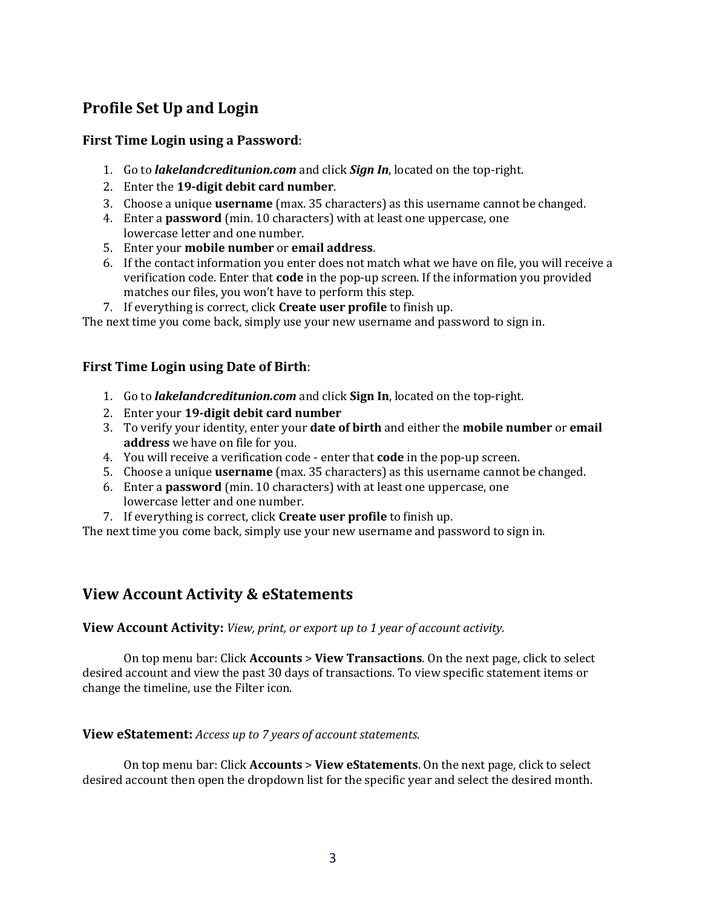## Profile Set Up and Login

### First Time Login using a Password:

1. Go to ***lakelandcreditunion.com*** and click ***Sign In***, located on the top-right.
2. Enter the **19-digit debit card number**.
3. Choose a unique **username** (max. 35 characters) as this username cannot be changed.
4. Enter a **password** (min. 10 characters) with at least one uppercase, one lowercase letter and one number.
5. Enter your **mobile number** or **email address**.
6. If the contact information you enter does not match what we have on file, you will receive a verification code. Enter that **code** in the pop-up screen. If the information you provided matches our files, you won't have to perform this step.
7. If everything is correct, click **Create user profile** to finish up.

The next time you come back, simply use your new username and password to sign in.

### First Time Login using Date of Birth:

1. Go to ***lakelandcreditunion.com*** and click **Sign In**, located on the top-right.
2. Enter your **19-digit debit card number**
3. To verify your identity, enter your **date of birth** and either the **mobile number** or **email address** we have on file for you.
4. You will receive a verification code - enter that **code** in the pop-up screen.
5. Choose a unique **username** (max. 35 characters) as this username cannot be changed.
6. Enter a **password** (min. 10 characters) with at least one uppercase, one lowercase letter and one number.
7. If everything is correct, click **Create user profile** to finish up.

The next time you come back, simply use your new username and password to sign in.

## View Account Activity & eStatements

**View Account Activity:** *View, print, or export up to 1 year of account activity.*

On top menu bar: Click **Accounts** > **View Transactions**. On the next page, click to select desired account and view the past 30 days of transactions. To view specific statement items or change the timeline, use the Filter icon.

**View eStatement:** *Access up to 7 years of account statements.*

On top menu bar: Click **Accounts** > **View eStatements**. On the next page, click to select desired account then open the dropdown list for the specific year and select the desired month.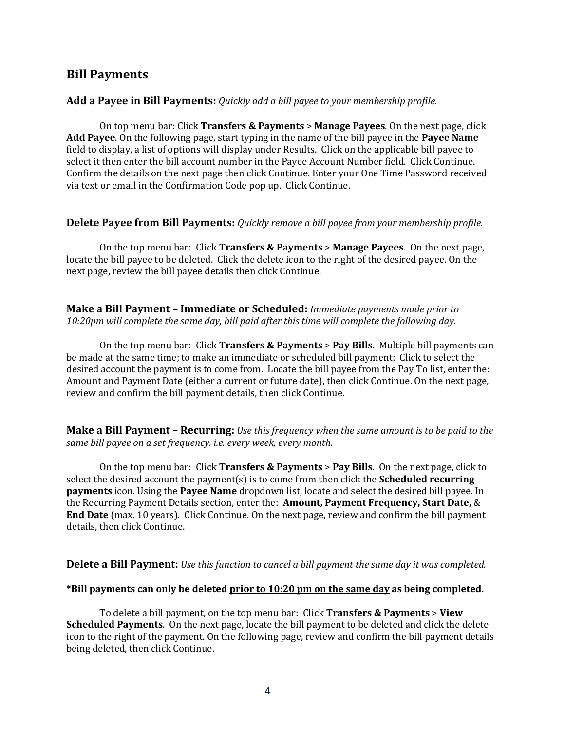## Bill Payments

**Add a Payee in Bill Payments:** *Quickly add a bill payee to your membership profile.*

On top menu bar: Click **Transfers & Payments** > **Manage Payees**. On the next page, click **Add Payee**. On the following page, start typing in the name of the bill payee in the **Payee Name** field to display, a list of options will display under Results. Click on the applicable bill payee to select it then enter the bill account number in the Payee Account Number field. Click Continue. Confirm the details on the next page then click Continue. Enter your One Time Password received via text or email in the Confirmation Code pop up. Click Continue.

**Delete Payee from Bill Payments:** *Quickly remove a bill payee from your membership profile.*

On the top menu bar: Click **Transfers & Payments** > **Manage Payees**. On the next page, locate the bill payee to be deleted. Click the delete icon to the right of the desired payee. On the next page, review the bill payee details then click Continue.

**Make a Bill Payment – Immediate or Scheduled:** *Immediate payments made prior to 10:20pm will complete the same day, bill paid after this time will complete the following day.*

On the top menu bar: Click **Transfers & Payments** > **Pay Bills**. Multiple bill payments can be made at the same time; to make an immediate or scheduled bill payment: Click to select the desired account the payment is to come from. Locate the bill payee from the Pay To list, enter the: Amount and Payment Date (either a current or future date), then click Continue. On the next page, review and confirm the bill payment details, then click Continue.

**Make a Bill Payment – Recurring:** *Use this frequency when the same amount is to be paid to the same bill payee on a set frequency. i.e. every week, every month.*

On the top menu bar: Click **Transfers & Payments** > **Pay Bills**. On the next page, click to select the desired account the payment(s) is to come from then click the **Scheduled recurring payments** icon. Using the **Payee Name** dropdown list, locate and select the desired bill payee. In the Recurring Payment Details section, enter the: **Amount, Payment Frequency, Start Date,** & **End Date** (max. 10 years). Click Continue. On the next page, review and confirm the bill payment details, then click Continue.

**Delete a Bill Payment:** *Use this function to cancel a bill payment the same day it was completed.*

**\*Bill payments can only be deleted <u>prior to 10:20 pm on the same day</u> as being completed.**

To delete a bill payment, on the top menu bar: Click **Transfers & Payments** > **View Scheduled Payments**. On the next page, locate the bill payment to be deleted and click the delete icon to the right of the payment. On the following page, review and confirm the bill payment details being deleted, then click Continue.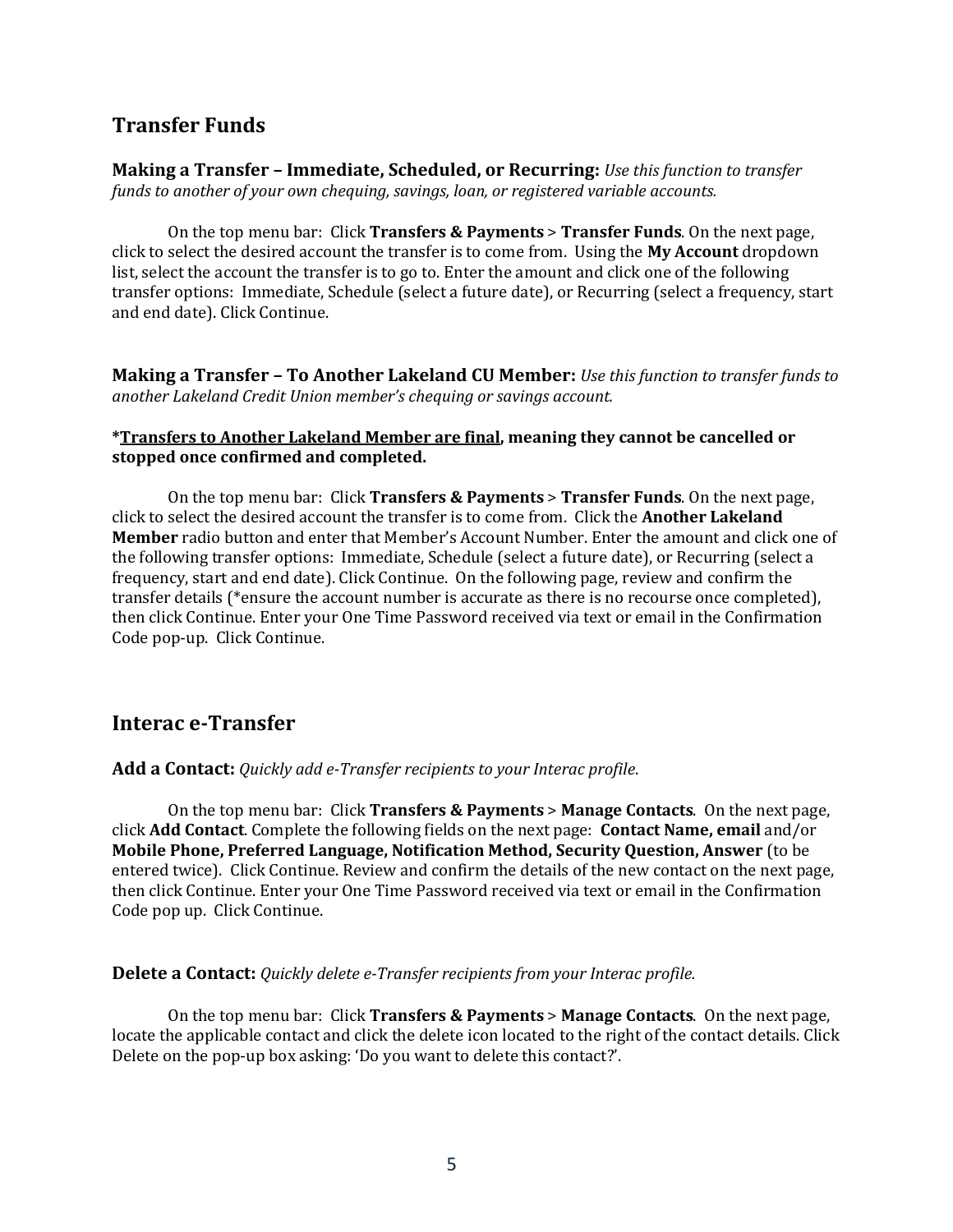## Transfer Funds

**Making a Transfer – Immediate, Scheduled, or Recurring:** *Use this function to transfer funds to another of your own chequing, savings, loan, or registered variable accounts.*

On the top menu bar: Click **Transfers & Payments** > **Transfer Funds**. On the next page, click to select the desired account the transfer is to come from. Using the **My Account** dropdown list, select the account the transfer is to go to. Enter the amount and click one of the following transfer options: Immediate, Schedule (select a future date), or Recurring (select a frequency, start and end date). Click Continue.

**Making a Transfer – To Another Lakeland CU Member:** *Use this function to transfer funds to another Lakeland Credit Union member's chequing or savings account.*

**\*<u>Transfers to Another Lakeland Member are final</u>, meaning they cannot be cancelled or stopped once confirmed and completed.**

On the top menu bar: Click **Transfers & Payments** > **Transfer Funds**. On the next page, click to select the desired account the transfer is to come from. Click the **Another Lakeland Member** radio button and enter that Member's Account Number. Enter the amount and click one of the following transfer options: Immediate, Schedule (select a future date), or Recurring (select a frequency, start and end date). Click Continue. On the following page, review and confirm the transfer details (*ensure the account number is accurate as there is no recourse once completed), then click Continue. Enter your One Time Password received via text or email in the Confirmation Code pop-up. Click Continue.

## Interac e-Transfer

**Add a Contact:** *Quickly add e-Transfer recipients to your Interac profile*.

On the top menu bar: Click **Transfers & Payments** > **Manage Contacts**. On the next page, click **Add Contact**. Complete the following fields on the next page: **Contact Name, email** and/or **Mobile Phone, Preferred Language, Notification Method, Security Question, Answer** (to be entered twice). Click Continue. Review and confirm the details of the new contact on the next page, then click Continue. Enter your One Time Password received via text or email in the Confirmation Code pop up. Click Continue.

**Delete a Contact:** *Quickly delete e-Transfer recipients from your Interac profile.*

On the top menu bar: Click **Transfers & Payments** > **Manage Contacts**. On the next page, locate the applicable contact and click the delete icon located to the right of the contact details. Click Delete on the pop-up box asking: 'Do you want to delete this contact?'.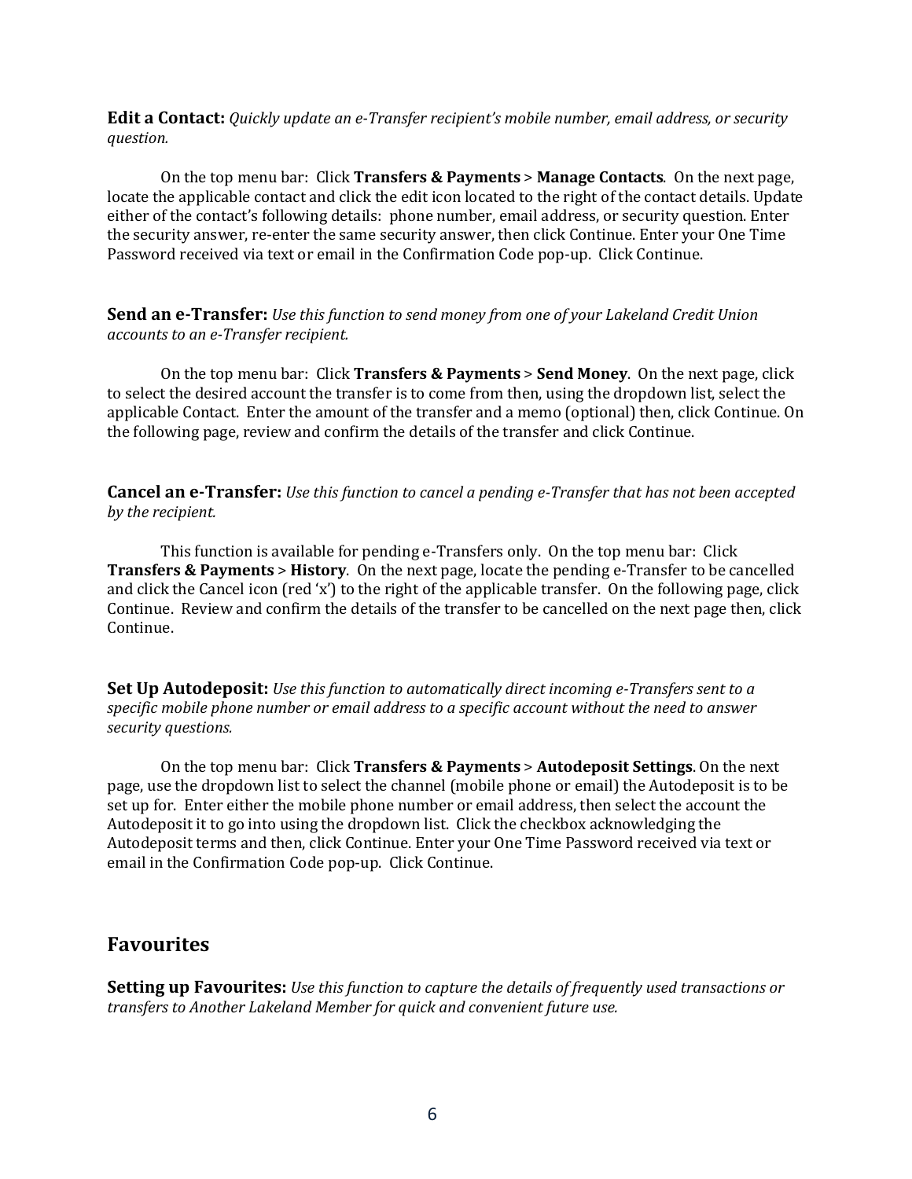**Edit a Contact:** *Quickly update an e-Transfer recipient's mobile number, email address, or security question.*

On the top menu bar: Click **Transfers & Payments** > **Manage Contacts**. On the next page, locate the applicable contact and click the edit icon located to the right of the contact details. Update either of the contact's following details: phone number, email address, or security question. Enter the security answer, re-enter the same security answer, then click Continue. Enter your One Time Password received via text or email in the Confirmation Code pop-up. Click Continue.

**Send an e-Transfer:** *Use this function to send money from one of your Lakeland Credit Union accounts to an e-Transfer recipient.*

On the top menu bar: Click **Transfers & Payments** > **Send Money**. On the next page, click to select the desired account the transfer is to come from then, using the dropdown list, select the applicable Contact. Enter the amount of the transfer and a memo (optional) then, click Continue. On the following page, review and confirm the details of the transfer and click Continue.

**Cancel an e-Transfer:** *Use this function to cancel a pending e-Transfer that has not been accepted by the recipient.*

This function is available for pending e-Transfers only. On the top menu bar: Click **Transfers & Payments** > **History**. On the next page, locate the pending e-Transfer to be cancelled and click the Cancel icon (red 'x') to the right of the applicable transfer. On the following page, click Continue. Review and confirm the details of the transfer to be cancelled on the next page then, click Continue.

**Set Up Autodeposit:** *Use this function to automatically direct incoming e-Transfers sent to a specific mobile phone number or email address to a specific account without the need to answer security questions.*

On the top menu bar: Click **Transfers & Payments** > **Autodeposit Settings**. On the next page, use the dropdown list to select the channel (mobile phone or email) the Autodeposit is to be set up for. Enter either the mobile phone number or email address, then select the account the Autodeposit it to go into using the dropdown list. Click the checkbox acknowledging the Autodeposit terms and then, click Continue. Enter your One Time Password received via text or email in the Confirmation Code pop-up. Click Continue.

## Favourites

**Setting up Favourites:** *Use this function to capture the details of frequently used transactions or transfers to Another Lakeland Member for quick and convenient future use.*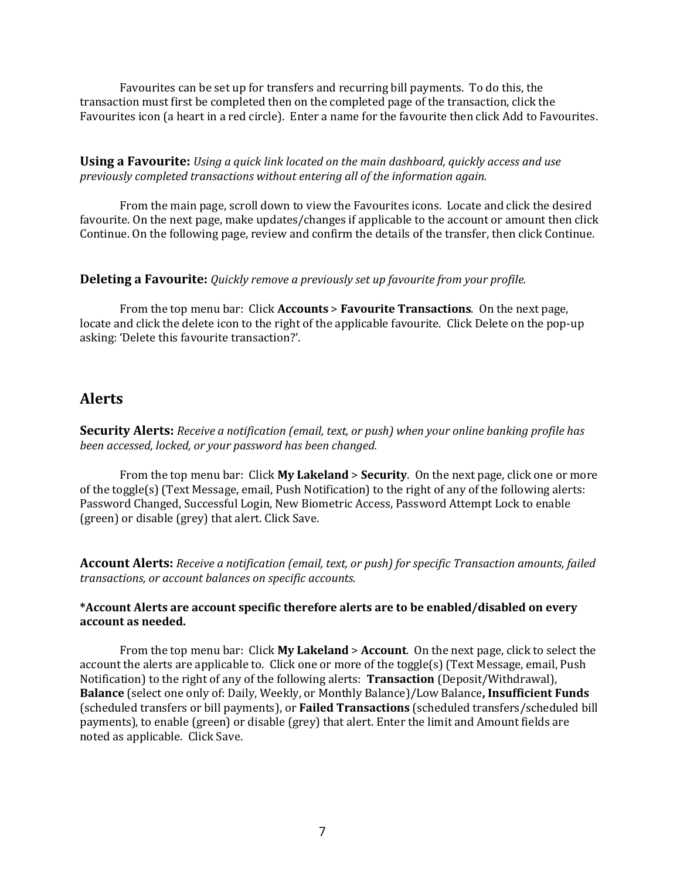Favourites can be set up for transfers and recurring bill payments. To do this, the transaction must first be completed then on the completed page of the transaction, click the Favourites icon (a heart in a red circle). Enter a name for the favourite then click Add to Favourites.

**Using a Favourite:** *Using a quick link located on the main dashboard, quickly access and use previously completed transactions without entering all of the information again.*

From the main page, scroll down to view the Favourites icons. Locate and click the desired favourite. On the next page, make updates/changes if applicable to the account or amount then click Continue. On the following page, review and confirm the details of the transfer, then click Continue.

**Deleting a Favourite:** *Quickly remove a previously set up favourite from your profile.*

From the top menu bar: Click **Accounts** > **Favourite Transactions**. On the next page, locate and click the delete icon to the right of the applicable favourite. Click Delete on the pop-up asking: 'Delete this favourite transaction?'.

## Alerts

**Security Alerts:** *Receive a notification (email, text, or push) when your online banking profile has been accessed, locked, or your password has been changed.*

From the top menu bar: Click **My Lakeland** > **Security**. On the next page, click one or more of the toggle(s) (Text Message, email, Push Notification) to the right of any of the following alerts: Password Changed, Successful Login, New Biometric Access, Password Attempt Lock to enable (green) or disable (grey) that alert. Click Save.

**Account Alerts:** *Receive a notification (email, text, or push) for specific Transaction amounts, failed transactions, or account balances on specific accounts.*

**\*Account Alerts are account specific therefore alerts are to be enabled/disabled on every account as needed.**

From the top menu bar: Click **My Lakeland** > **Account**. On the next page, click to select the account the alerts are applicable to. Click one or more of the toggle(s) (Text Message, email, Push Notification) to the right of any of the following alerts: **Transaction** (Deposit/Withdrawal), **Balance** (select one only of: Daily, Weekly, or Monthly Balance)/Low Balance**, Insufficient Funds** (scheduled transfers or bill payments), or **Failed Transactions** (scheduled transfers/scheduled bill payments), to enable (green) or disable (grey) that alert. Enter the limit and Amount fields are noted as applicable. Click Save.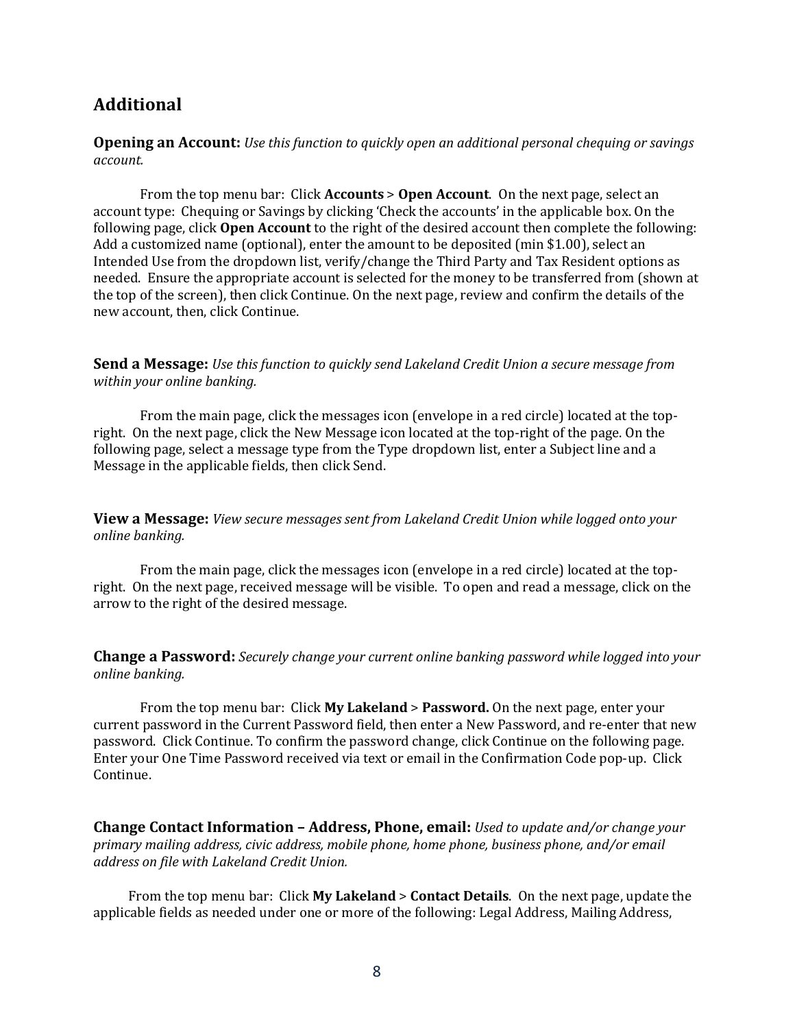## Additional

**Opening an Account:** *Use this function to quickly open an additional personal chequing or savings account.*

From the top menu bar: Click **Accounts** > **Open Account**. On the next page, select an account type: Chequing or Savings by clicking 'Check the accounts' in the applicable box. On the following page, click **Open Account** to the right of the desired account then complete the following: Add a customized name (optional), enter the amount to be deposited (min $1.00), select an Intended Use from the dropdown list, verify/change the Third Party and Tax Resident options as needed. Ensure the appropriate account is selected for the money to be transferred from (shown at the top of the screen), then click Continue. On the next page, review and confirm the details of the new account, then, click Continue.

**Send a Message:** *Use this function to quickly send Lakeland Credit Union a secure message from within your online banking.*

From the main page, click the messages icon (envelope in a red circle) located at the top-right. On the next page, click the New Message icon located at the top-right of the page. On the following page, select a message type from the Type dropdown list, enter a Subject line and a Message in the applicable fields, then click Send.

**View a Message:** *View secure messages sent from Lakeland Credit Union while logged onto your online banking.*

From the main page, click the messages icon (envelope in a red circle) located at the top-right. On the next page, received message will be visible. To open and read a message, click on the arrow to the right of the desired message.

**Change a Password:** *Securely change your current online banking password while logged into your online banking.*

From the top menu bar: Click **My Lakeland** > **Password.** On the next page, enter your current password in the Current Password field, then enter a New Password, and re-enter that new password. Click Continue. To confirm the password change, click Continue on the following page. Enter your One Time Password received via text or email in the Confirmation Code pop-up. Click Continue.

**Change Contact Information – Address, Phone, email:** *Used to update and/or change your primary mailing address, civic address, mobile phone, home phone, business phone, and/or email address on file with Lakeland Credit Union.*

From the top menu bar: Click **My Lakeland** > **Contact Details**. On the next page, update the applicable fields as needed under one or more of the following: Legal Address, Mailing Address,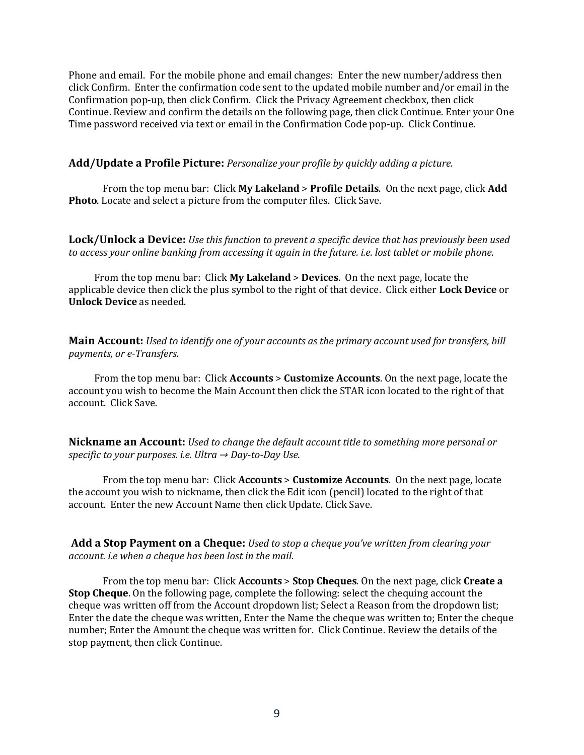Phone and email. For the mobile phone and email changes: Enter the new number/address then click Confirm. Enter the confirmation code sent to the updated mobile number and/or email in the Confirmation pop-up, then click Confirm. Click the Privacy Agreement checkbox, then click Continue. Review and confirm the details on the following page, then click Continue. Enter your One Time password received via text or email in the Confirmation Code pop-up. Click Continue.

**Add/Update a Profile Picture:** *Personalize your profile by quickly adding a picture.*

From the top menu bar: Click **My Lakeland** > **Profile Details**. On the next page, click **Add Photo**. Locate and select a picture from the computer files. Click Save.

**Lock/Unlock a Device:** *Use this function to prevent a specific device that has previously been used to access your online banking from accessing it again in the future. i.e. lost tablet or mobile phone.*

From the top menu bar: Click **My Lakeland** > **Devices**. On the next page, locate the applicable device then click the plus symbol to the right of that device. Click either **Lock Device** or **Unlock Device** as needed.

**Main Account:** *Used to identify one of your accounts as the primary account used for transfers, bill payments, or e-Transfers.*

From the top menu bar: Click **Accounts** > **Customize Accounts**. On the next page, locate the account you wish to become the Main Account then click the STAR icon located to the right of that account. Click Save.

**Nickname an Account:** *Used to change the default account title to something more personal or specific to your purposes. i.e. Ultra → Day-to-Day Use.*

From the top menu bar: Click **Accounts** > **Customize Accounts**. On the next page, locate the account you wish to nickname, then click the Edit icon (pencil) located to the right of that account. Enter the new Account Name then click Update. Click Save.

**Add a Stop Payment on a Cheque:** *Used to stop a cheque you've written from clearing your account. i.e when a cheque has been lost in the mail.*

From the top menu bar: Click **Accounts** > **Stop Cheques**. On the next page, click **Create a Stop Cheque**. On the following page, complete the following: select the chequing account the cheque was written off from the Account dropdown list; Select a Reason from the dropdown list; Enter the date the cheque was written, Enter the Name the cheque was written to; Enter the cheque number; Enter the Amount the cheque was written for. Click Continue. Review the details of the stop payment, then click Continue.